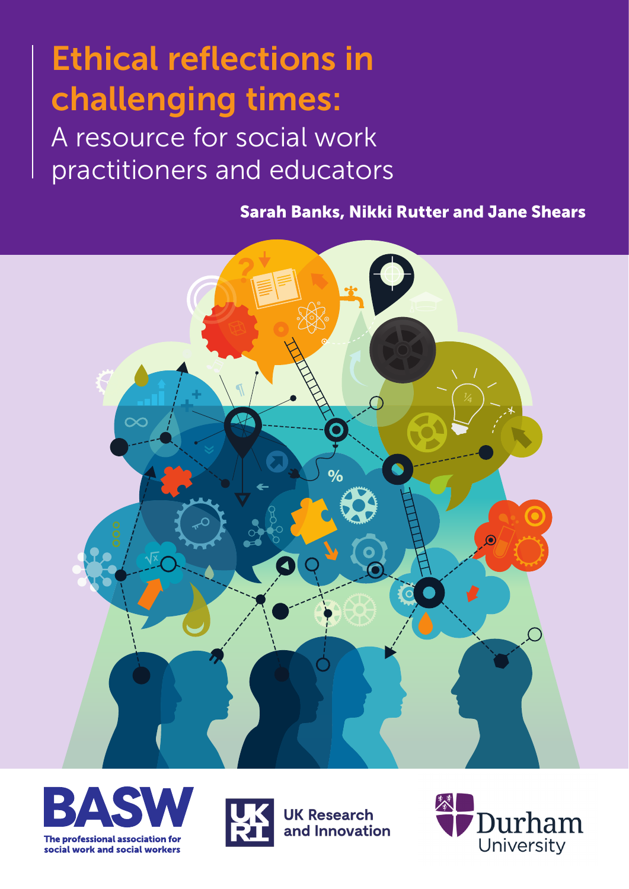# Ethical reflections in challenging times:

## A resource for social work practitioners and educators

**Sarah Banks, Nikki Rutter and Jane Shears**

BASW
The professional association for social work and social workers

UK Research and Innovation

Durham University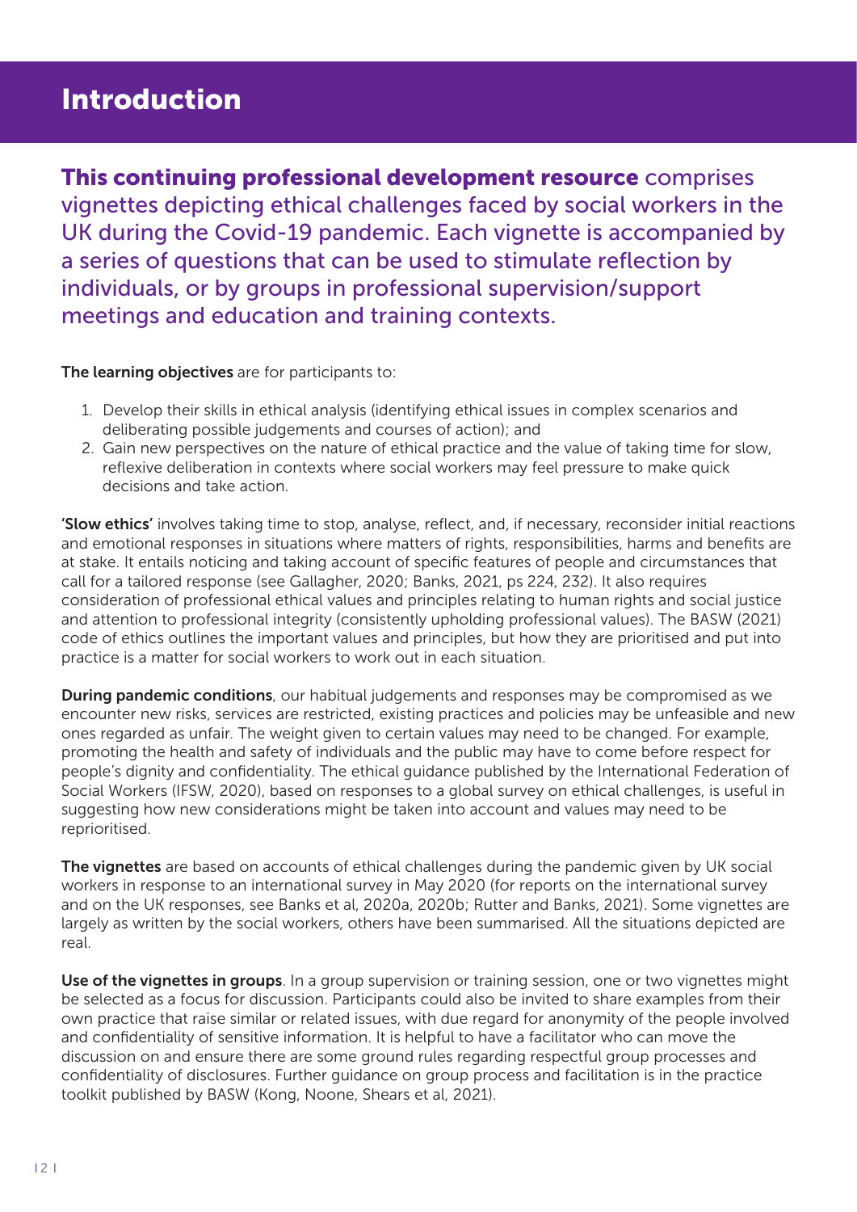# Introduction

**This continuing professional development resource** comprises vignettes depicting ethical challenges faced by social workers in the UK during the Covid-19 pandemic. Each vignette is accompanied by a series of questions that can be used to stimulate reflection by individuals, or by groups in professional supervision/support meetings and education and training contexts.

**The learning objectives** are for participants to:

1. Develop their skills in ethical analysis (identifying ethical issues in complex scenarios and deliberating possible judgements and courses of action); and
2. Gain new perspectives on the nature of ethical practice and the value of taking time for slow, reflexive deliberation in contexts where social workers may feel pressure to make quick decisions and take action.

**'Slow ethics'** involves taking time to stop, analyse, reflect, and, if necessary, reconsider initial reactions and emotional responses in situations where matters of rights, responsibilities, harms and benefits are at stake. It entails noticing and taking account of specific features of people and circumstances that call for a tailored response (see Gallagher, 2020; Banks, 2021, ps 224, 232). It also requires consideration of professional ethical values and principles relating to human rights and social justice and attention to professional integrity (consistently upholding professional values). The BASW (2021) code of ethics outlines the important values and principles, but how they are prioritised and put into practice is a matter for social workers to work out in each situation.

**During pandemic conditions**, our habitual judgements and responses may be compromised as we encounter new risks, services are restricted, existing practices and policies may be unfeasible and new ones regarded as unfair. The weight given to certain values may need to be changed. For example, promoting the health and safety of individuals and the public may have to come before respect for people's dignity and confidentiality. The ethical guidance published by the International Federation of Social Workers (IFSW, 2020), based on responses to a global survey on ethical challenges, is useful in suggesting how new considerations might be taken into account and values may need to be reprioritised.

**The vignettes** are based on accounts of ethical challenges during the pandemic given by UK social workers in response to an international survey in May 2020 (for reports on the international survey and on the UK responses, see Banks et al, 2020a, 2020b; Rutter and Banks, 2021). Some vignettes are largely as written by the social workers, others have been summarised. All the situations depicted are real.

**Use of the vignettes in groups**. In a group supervision or training session, one or two vignettes might be selected as a focus for discussion. Participants could also be invited to share examples from their own practice that raise similar or related issues, with due regard for anonymity of the people involved and confidentiality of sensitive information. It is helpful to have a facilitator who can move the discussion on and ensure there are some ground rules regarding respectful group processes and confidentiality of disclosures. Further guidance on group process and facilitation is in the practice toolkit published by BASW (Kong, Noone, Shears et al, 2021).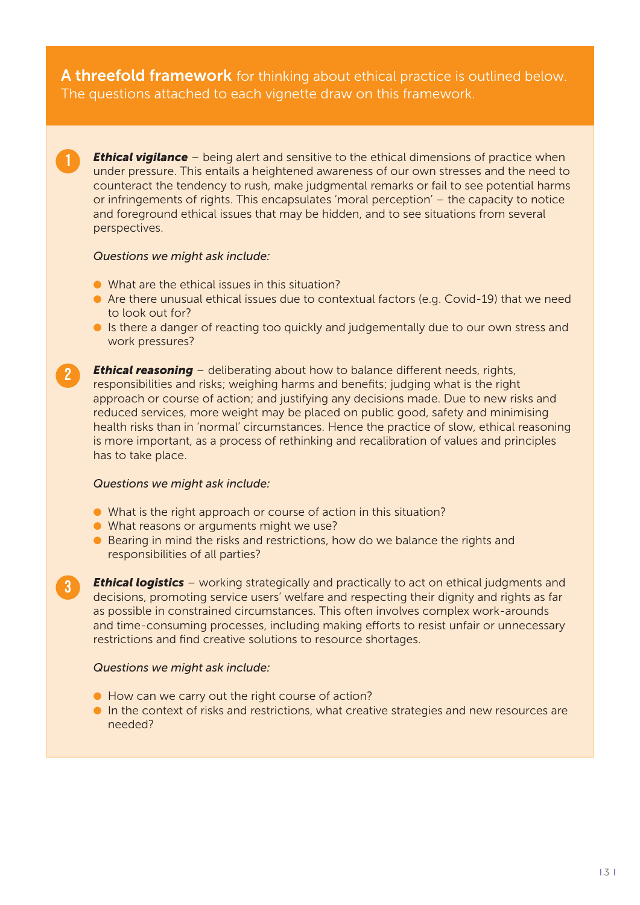**A threefold framework** for thinking about ethical practice is outlined below. The questions attached to each vignette draw on this framework.

1. ***Ethical vigilance*** – being alert and sensitive to the ethical dimensions of practice when under pressure. This entails a heightened awareness of our own stresses and the need to counteract the tendency to rush, make judgmental remarks or fail to see potential harms or infringements of rights. This encapsulates 'moral perception' – the capacity to notice and foreground ethical issues that may be hidden, and to see situations from several perspectives.

   *Questions we might ask include:*

   - What are the ethical issues in this situation?
   - Are there unusual ethical issues due to contextual factors (e.g. Covid-19) that we need to look out for?
   - Is there a danger of reacting too quickly and judgementally due to our own stress and work pressures?

2. ***Ethical reasoning*** – deliberating about how to balance different needs, rights, responsibilities and risks; weighing harms and benefits; judging what is the right approach or course of action; and justifying any decisions made. Due to new risks and reduced services, more weight may be placed on public good, safety and minimising health risks than in 'normal' circumstances. Hence the practice of slow, ethical reasoning is more important, as a process of rethinking and recalibration of values and principles has to take place.

   *Questions we might ask include:*

   - What is the right approach or course of action in this situation?
   - What reasons or arguments might we use?
   - Bearing in mind the risks and restrictions, how do we balance the rights and responsibilities of all parties?

3. ***Ethical logistics*** – working strategically and practically to act on ethical judgments and decisions, promoting service users' welfare and respecting their dignity and rights as far as possible in constrained circumstances. This often involves complex work-arounds and time-consuming processes, including making efforts to resist unfair or unnecessary restrictions and find creative solutions to resource shortages.

   *Questions we might ask include:*

   - How can we carry out the right course of action?
   - In the context of risks and restrictions, what creative strategies and new resources are needed?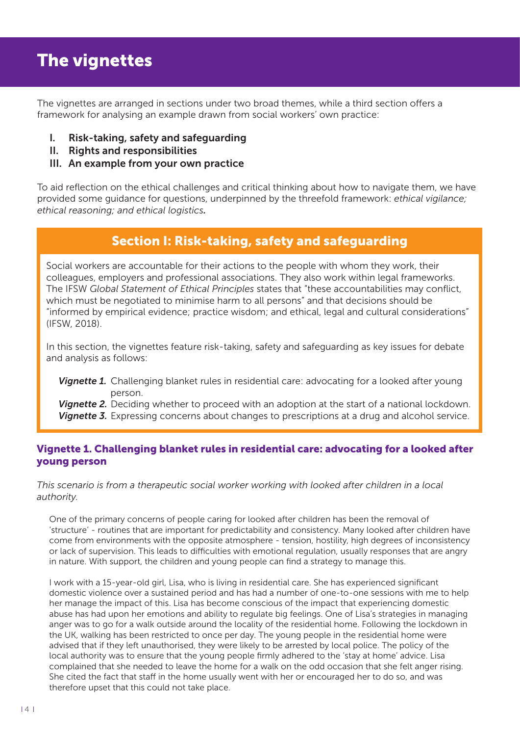# The vignettes

The vignettes are arranged in sections under two broad themes, while a third section offers a framework for analysing an example drawn from social workers' own practice:

I. **Risk-taking, safety and safeguarding**
II. **Rights and responsibilities**
III. **An example from your own practice**

To aid reflection on the ethical challenges and critical thinking about how to navigate them, we have provided some guidance for questions, underpinned by the threefold framework: *ethical vigilance; ethical reasoning; and ethical logistics.*

## Section I: Risk-taking, safety and safeguarding

Social workers are accountable for their actions to the people with whom they work, their colleagues, employers and professional associations. They also work within legal frameworks. The IFSW *Global Statement of Ethical Principles* states that "these accountabilities may conflict, which must be negotiated to minimise harm to all persons" and that decisions should be "informed by empirical evidence; practice wisdom; and ethical, legal and cultural considerations" (IFSW, 2018).

In this section, the vignettes feature risk-taking, safety and safeguarding as key issues for debate and analysis as follows:

***Vignette 1.*** Challenging blanket rules in residential care: advocating for a looked after young person.
***Vignette 2.*** Deciding whether to proceed with an adoption at the start of a national lockdown.
***Vignette 3.*** Expressing concerns about changes to prescriptions at a drug and alcohol service.

### Vignette 1. Challenging blanket rules in residential care: advocating for a looked after young person

*This scenario is from a therapeutic social worker working with looked after children in a local authority.*

One of the primary concerns of people caring for looked after children has been the removal of 'structure' - routines that are important for predictability and consistency. Many looked after children have come from environments with the opposite atmosphere - tension, hostility, high degrees of inconsistency or lack of supervision. This leads to difficulties with emotional regulation, usually responses that are angry in nature. With support, the children and young people can find a strategy to manage this.

I work with a 15-year-old girl, Lisa, who is living in residential care. She has experienced significant domestic violence over a sustained period and has had a number of one-to-one sessions with me to help her manage the impact of this. Lisa has become conscious of the impact that experiencing domestic abuse has had upon her emotions and ability to regulate big feelings. One of Lisa's strategies in managing anger was to go for a walk outside around the locality of the residential home. Following the lockdown in the UK, walking has been restricted to once per day. The young people in the residential home were advised that if they left unauthorised, they were likely to be arrested by local police. The policy of the local authority was to ensure that the young people firmly adhered to the 'stay at home' advice. Lisa complained that she needed to leave the home for a walk on the odd occasion that she felt anger rising. She cited the fact that staff in the home usually went with her or encouraged her to do so, and was therefore upset that this could not take place.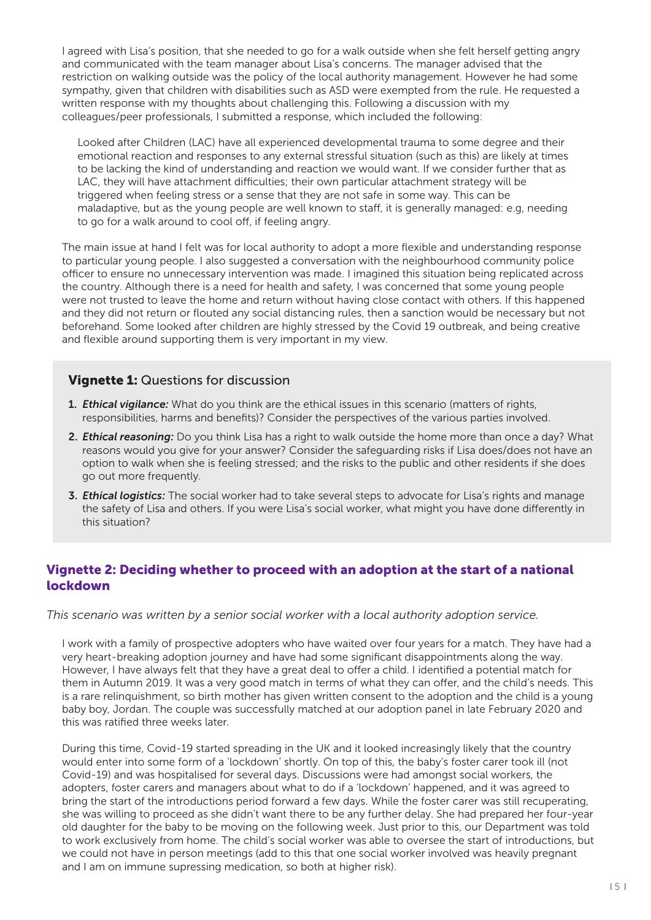I agreed with Lisa's position, that she needed to go for a walk outside when she felt herself getting angry and communicated with the team manager about Lisa's concerns. The manager advised that the restriction on walking outside was the policy of the local authority management. However he had some sympathy, given that children with disabilities such as ASD were exempted from the rule. He requested a written response with my thoughts about challenging this. Following a discussion with my colleagues/peer professionals, I submitted a response, which included the following:

> Looked after Children (LAC) have all experienced developmental trauma to some degree and their emotional reaction and responses to any external stressful situation (such as this) are likely at times to be lacking the kind of understanding and reaction we would want. If we consider further that as LAC, they will have attachment difficulties; their own particular attachment strategy will be triggered when feeling stress or a sense that they are not safe in some way. This can be maladaptive, but as the young people are well known to staff, it is generally managed: e.g, needing to go for a walk around to cool off, if feeling angry.

The main issue at hand I felt was for local authority to adopt a more flexible and understanding response to particular young people. I also suggested a conversation with the neighbourhood community police officer to ensure no unnecessary intervention was made. I imagined this situation being replicated across the country. Although there is a need for health and safety, I was concerned that some young people were not trusted to leave the home and return without having close contact with others. If this happened and they did not return or flouted any social distancing rules, then a sanction would be necessary but not beforehand. Some looked after children are highly stressed by the Covid 19 outbreak, and being creative and flexible around supporting them is very important in my view.

### **Vignette 1:** Questions for discussion

1. ***Ethical vigilance:*** What do you think are the ethical issues in this scenario (matters of rights, responsibilities, harms and benefits)? Consider the perspectives of the various parties involved.
2. ***Ethical reasoning:*** Do you think Lisa has a right to walk outside the home more than once a day? What reasons would you give for your answer? Consider the safeguarding risks if Lisa does/does not have an option to walk when she is feeling stressed; and the risks to the public and other residents if she does go out more frequently.
3. ***Ethical logistics:*** The social worker had to take several steps to advocate for Lisa's rights and manage the safety of Lisa and others. If you were Lisa's social worker, what might you have done differently in this situation?

## Vignette 2: Deciding whether to proceed with an adoption at the start of a national lockdown

*This scenario was written by a senior social worker with a local authority adoption service.*

I work with a family of prospective adopters who have waited over four years for a match. They have had a very heart-breaking adoption journey and have had some significant disappointments along the way. However, I have always felt that they have a great deal to offer a child. I identified a potential match for them in Autumn 2019. It was a very good match in terms of what they can offer, and the child's needs. This is a rare relinquishment, so birth mother has given written consent to the adoption and the child is a young baby boy, Jordan. The couple was successfully matched at our adoption panel in late February 2020 and this was ratified three weeks later.

During this time, Covid-19 started spreading in the UK and it looked increasingly likely that the country would enter into some form of a 'lockdown' shortly. On top of this, the baby's foster carer took ill (not Covid-19) and was hospitalised for several days. Discussions were had amongst social workers, the adopters, foster carers and managers about what to do if a 'lockdown' happened, and it was agreed to bring the start of the introductions period forward a few days. While the foster carer was still recuperating, she was willing to proceed as she didn't want there to be any further delay. She had prepared her four-year old daughter for the baby to be moving on the following week. Just prior to this, our Department was told to work exclusively from home. The child's social worker was able to oversee the start of introductions, but we could not have in person meetings (add to this that one social worker involved was heavily pregnant and I am on immune supressing medication, so both at higher risk).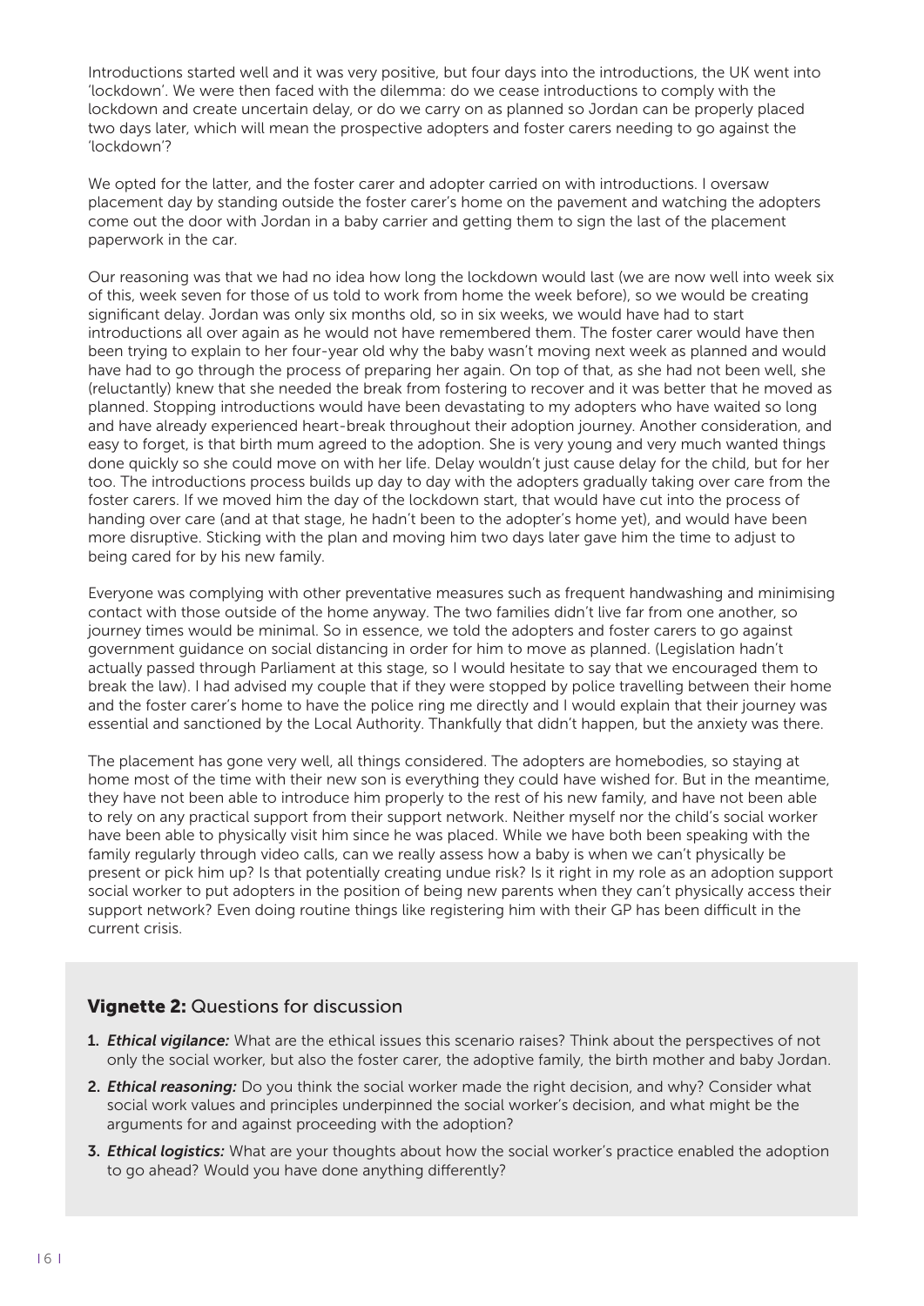Introductions started well and it was very positive, but four days into the introductions, the UK went into 'lockdown'. We were then faced with the dilemma: do we cease introductions to comply with the lockdown and create uncertain delay, or do we carry on as planned so Jordan can be properly placed two days later, which will mean the prospective adopters and foster carers needing to go against the 'lockdown'?

We opted for the latter, and the foster carer and adopter carried on with introductions. I oversaw placement day by standing outside the foster carer's home on the pavement and watching the adopters come out the door with Jordan in a baby carrier and getting them to sign the last of the placement paperwork in the car.

Our reasoning was that we had no idea how long the lockdown would last (we are now well into week six of this, week seven for those of us told to work from home the week before), so we would be creating significant delay. Jordan was only six months old, so in six weeks, we would have had to start introductions all over again as he would not have remembered them. The foster carer would have then been trying to explain to her four-year old why the baby wasn't moving next week as planned and would have had to go through the process of preparing her again. On top of that, as she had not been well, she (reluctantly) knew that she needed the break from fostering to recover and it was better that he moved as planned. Stopping introductions would have been devastating to my adopters who have waited so long and have already experienced heart-break throughout their adoption journey. Another consideration, and easy to forget, is that birth mum agreed to the adoption. She is very young and very much wanted things done quickly so she could move on with her life. Delay wouldn't just cause delay for the child, but for her too. The introductions process builds up day to day with the adopters gradually taking over care from the foster carers. If we moved him the day of the lockdown start, that would have cut into the process of handing over care (and at that stage, he hadn't been to the adopter's home yet), and would have been more disruptive. Sticking with the plan and moving him two days later gave him the time to adjust to being cared for by his new family.

Everyone was complying with other preventative measures such as frequent handwashing and minimising contact with those outside of the home anyway. The two families didn't live far from one another, so journey times would be minimal. So in essence, we told the adopters and foster carers to go against government guidance on social distancing in order for him to move as planned. (Legislation hadn't actually passed through Parliament at this stage, so I would hesitate to say that we encouraged them to break the law). I had advised my couple that if they were stopped by police travelling between their home and the foster carer's home to have the police ring me directly and I would explain that their journey was essential and sanctioned by the Local Authority. Thankfully that didn't happen, but the anxiety was there.

The placement has gone very well, all things considered. The adopters are homebodies, so staying at home most of the time with their new son is everything they could have wished for. But in the meantime, they have not been able to introduce him properly to the rest of his new family, and have not been able to rely on any practical support from their support network. Neither myself nor the child's social worker have been able to physically visit him since he was placed. While we have both been speaking with the family regularly through video calls, can we really assess how a baby is when we can't physically be present or pick him up? Is that potentially creating undue risk? Is it right in my role as an adoption support social worker to put adopters in the position of being new parents when they can't physically access their support network? Even doing routine things like registering him with their GP has been difficult in the current crisis.

### **Vignette 2:** Questions for discussion

1. ***Ethical vigilance:*** What are the ethical issues this scenario raises? Think about the perspectives of not only the social worker, but also the foster carer, the adoptive family, the birth mother and baby Jordan.
2. ***Ethical reasoning:*** Do you think the social worker made the right decision, and why? Consider what social work values and principles underpinned the social worker's decision, and what might be the arguments for and against proceeding with the adoption?
3. ***Ethical logistics:*** What are your thoughts about how the social worker's practice enabled the adoption to go ahead? Would you have done anything differently?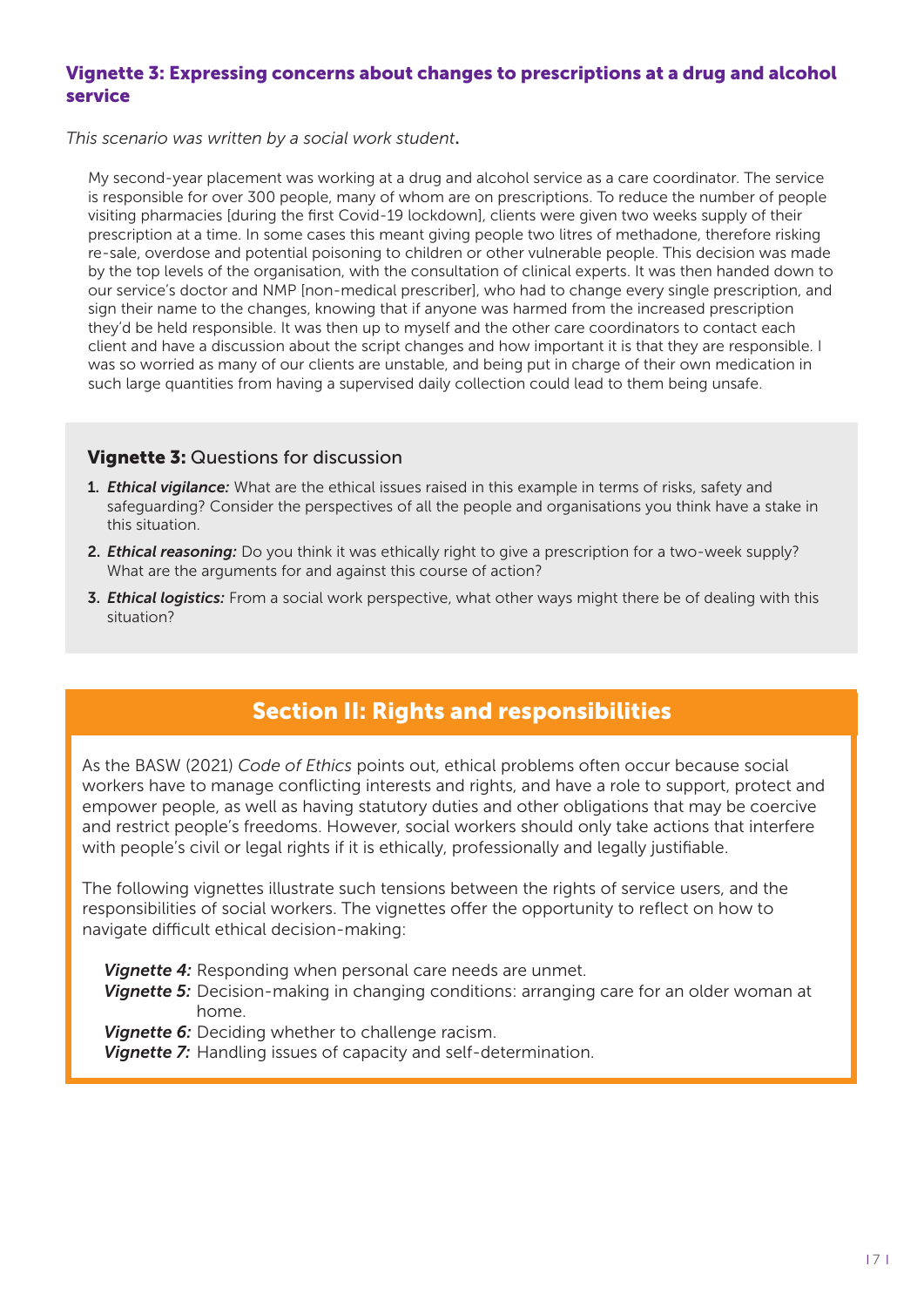### Vignette 3: Expressing concerns about changes to prescriptions at a drug and alcohol service

*This scenario was written by a social work student.*

> My second-year placement was working at a drug and alcohol service as a care coordinator. The service is responsible for over 300 people, many of whom are on prescriptions. To reduce the number of people visiting pharmacies [during the first Covid-19 lockdown], clients were given two weeks supply of their prescription at a time. In some cases this meant giving people two litres of methadone, therefore risking re-sale, overdose and potential poisoning to children or other vulnerable people. This decision was made by the top levels of the organisation, with the consultation of clinical experts. It was then handed down to our service's doctor and NMP [non-medical prescriber], who had to change every single prescription, and sign their name to the changes, knowing that if anyone was harmed from the increased prescription they'd be held responsible. It was then up to myself and the other care coordinators to contact each client and have a discussion about the script changes and how important it is that they are responsible. I was so worried as many of our clients are unstable, and being put in charge of their own medication in such large quantities from having a supervised daily collection could lead to them being unsafe.

#### **Vignette 3:** Questions for discussion

1. ***Ethical vigilance:*** What are the ethical issues raised in this example in terms of risks, safety and safeguarding? Consider the perspectives of all the people and organisations you think have a stake in this situation.
2. ***Ethical reasoning:*** Do you think it was ethically right to give a prescription for a two-week supply? What are the arguments for and against this course of action?
3. ***Ethical logistics:*** From a social work perspective, what other ways might there be of dealing with this situation?

## Section II: Rights and responsibilities

As the BASW (2021) *Code of Ethics* points out, ethical problems often occur because social workers have to manage conflicting interests and rights, and have a role to support, protect and empower people, as well as having statutory duties and other obligations that may be coercive and restrict people's freedoms. However, social workers should only take actions that interfere with people's civil or legal rights if it is ethically, professionally and legally justifiable.

The following vignettes illustrate such tensions between the rights of service users, and the responsibilities of social workers. The vignettes offer the opportunity to reflect on how to navigate difficult ethical decision-making:

- ***Vignette 4:*** Responding when personal care needs are unmet.
- ***Vignette 5:*** Decision-making in changing conditions: arranging care for an older woman at home.
- ***Vignette 6:*** Deciding whether to challenge racism.
- ***Vignette 7:*** Handling issues of capacity and self-determination.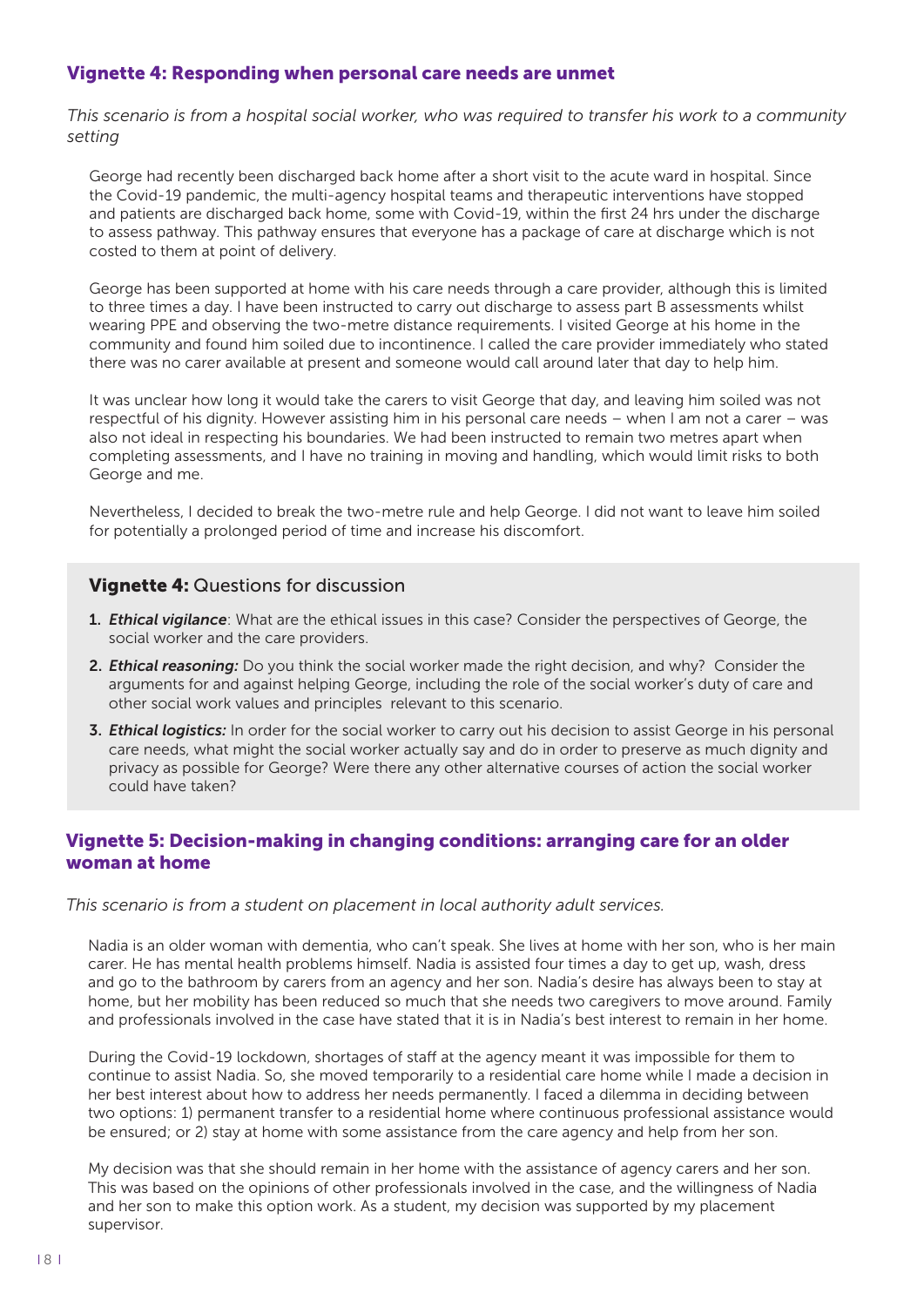### Vignette 4: Responding when personal care needs are unmet

*This scenario is from a hospital social worker, who was required to transfer his work to a community setting*

George had recently been discharged back home after a short visit to the acute ward in hospital. Since the Covid-19 pandemic, the multi-agency hospital teams and therapeutic interventions have stopped and patients are discharged back home, some with Covid-19, within the first 24 hrs under the discharge to assess pathway. This pathway ensures that everyone has a package of care at discharge which is not costed to them at point of delivery.

George has been supported at home with his care needs through a care provider, although this is limited to three times a day. I have been instructed to carry out discharge to assess part B assessments whilst wearing PPE and observing the two-metre distance requirements. I visited George at his home in the community and found him soiled due to incontinence. I called the care provider immediately who stated there was no carer available at present and someone would call around later that day to help him.

It was unclear how long it would take the carers to visit George that day, and leaving him soiled was not respectful of his dignity. However assisting him in his personal care needs – when I am not a carer – was also not ideal in respecting his boundaries. We had been instructed to remain two metres apart when completing assessments, and I have no training in moving and handling, which would limit risks to both George and me.

Nevertheless, I decided to break the two-metre rule and help George. I did not want to leave him soiled for potentially a prolonged period of time and increase his discomfort.

#### **Vignette 4:** Questions for discussion

1. ***Ethical vigilance***: What are the ethical issues in this case? Consider the perspectives of George, the social worker and the care providers.
2. ***Ethical reasoning:*** Do you think the social worker made the right decision, and why? Consider the arguments for and against helping George, including the role of the social worker's duty of care and other social work values and principles relevant to this scenario.
3. ***Ethical logistics:*** In order for the social worker to carry out his decision to assist George in his personal care needs, what might the social worker actually say and do in order to preserve as much dignity and privacy as possible for George? Were there any other alternative courses of action the social worker could have taken?

### Vignette 5: Decision-making in changing conditions: arranging care for an older woman at home

*This scenario is from a student on placement in local authority adult services.*

Nadia is an older woman with dementia, who can't speak. She lives at home with her son, who is her main carer. He has mental health problems himself. Nadia is assisted four times a day to get up, wash, dress and go to the bathroom by carers from an agency and her son. Nadia's desire has always been to stay at home, but her mobility has been reduced so much that she needs two caregivers to move around. Family and professionals involved in the case have stated that it is in Nadia's best interest to remain in her home.

During the Covid-19 lockdown, shortages of staff at the agency meant it was impossible for them to continue to assist Nadia. So, she moved temporarily to a residential care home while I made a decision in her best interest about how to address her needs permanently. I faced a dilemma in deciding between two options: 1) permanent transfer to a residential home where continuous professional assistance would be ensured; or 2) stay at home with some assistance from the care agency and help from her son.

My decision was that she should remain in her home with the assistance of agency carers and her son. This was based on the opinions of other professionals involved in the case, and the willingness of Nadia and her son to make this option work. As a student, my decision was supported by my placement supervisor.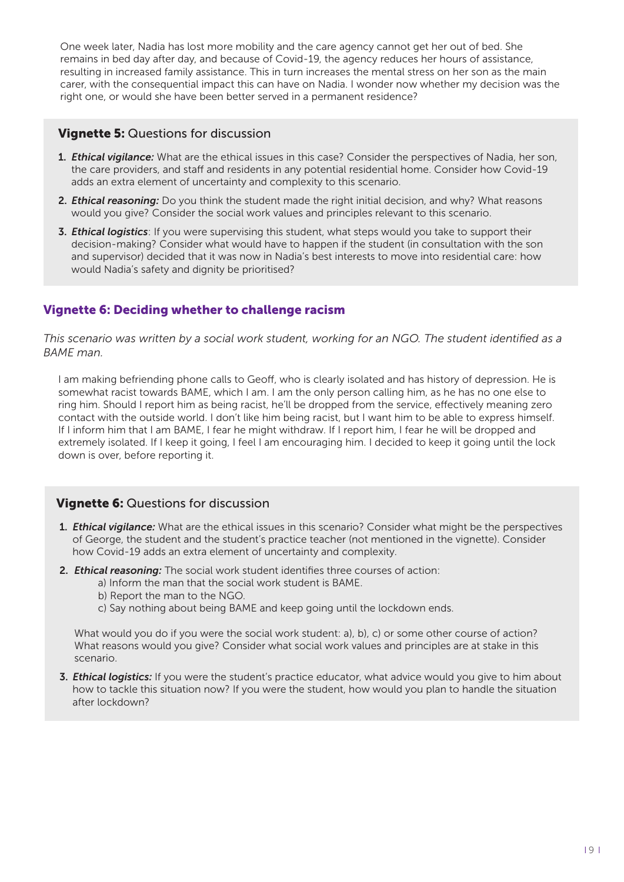One week later, Nadia has lost more mobility and the care agency cannot get her out of bed. She remains in bed day after day, and because of Covid-19, the agency reduces her hours of assistance, resulting in increased family assistance. This in turn increases the mental stress on her son as the main carer, with the consequential impact this can have on Nadia. I wonder now whether my decision was the right one, or would she have been better served in a permanent residence?

### **Vignette 5:** Questions for discussion

1. ***Ethical vigilance:*** What are the ethical issues in this case? Consider the perspectives of Nadia, her son, the care providers, and staff and residents in any potential residential home. Consider how Covid-19 adds an extra element of uncertainty and complexity to this scenario.
2. ***Ethical reasoning:*** Do you think the student made the right initial decision, and why? What reasons would you give? Consider the social work values and principles relevant to this scenario.
3. ***Ethical logistics***: If you were supervising this student, what steps would you take to support their decision-making? Consider what would have to happen if the student (in consultation with the son and supervisor) decided that it was now in Nadia's best interests to move into residential care: how would Nadia's safety and dignity be prioritised?

## Vignette 6: Deciding whether to challenge racism

*This scenario was written by a social work student, working for an NGO. The student identified as a BAME man.*

I am making befriending phone calls to Geoff, who is clearly isolated and has history of depression. He is somewhat racist towards BAME, which I am. I am the only person calling him, as he has no one else to ring him. Should I report him as being racist, he'll be dropped from the service, effectively meaning zero contact with the outside world. I don't like him being racist, but I want him to be able to express himself. If I inform him that I am BAME, I fear he might withdraw. If I report him, I fear he will be dropped and extremely isolated. If I keep it going, I feel I am encouraging him. I decided to keep it going until the lock down is over, before reporting it.

### **Vignette 6:** Questions for discussion

1. ***Ethical vigilance:*** What are the ethical issues in this scenario? Consider what might be the perspectives of George, the student and the student's practice teacher (not mentioned in the vignette). Consider how Covid-19 adds an extra element of uncertainty and complexity.
2. ***Ethical reasoning:*** The social work student identifies three courses of action:
   a) Inform the man that the social work student is BAME.
   b) Report the man to the NGO.
   c) Say nothing about being BAME and keep going until the lockdown ends.

   What would you do if you were the social work student: a), b), c) or some other course of action? What reasons would you give? Consider what social work values and principles are at stake in this scenario.
3. ***Ethical logistics:*** If you were the student's practice educator, what advice would you give to him about how to tackle this situation now? If you were the student, how would you plan to handle the situation after lockdown?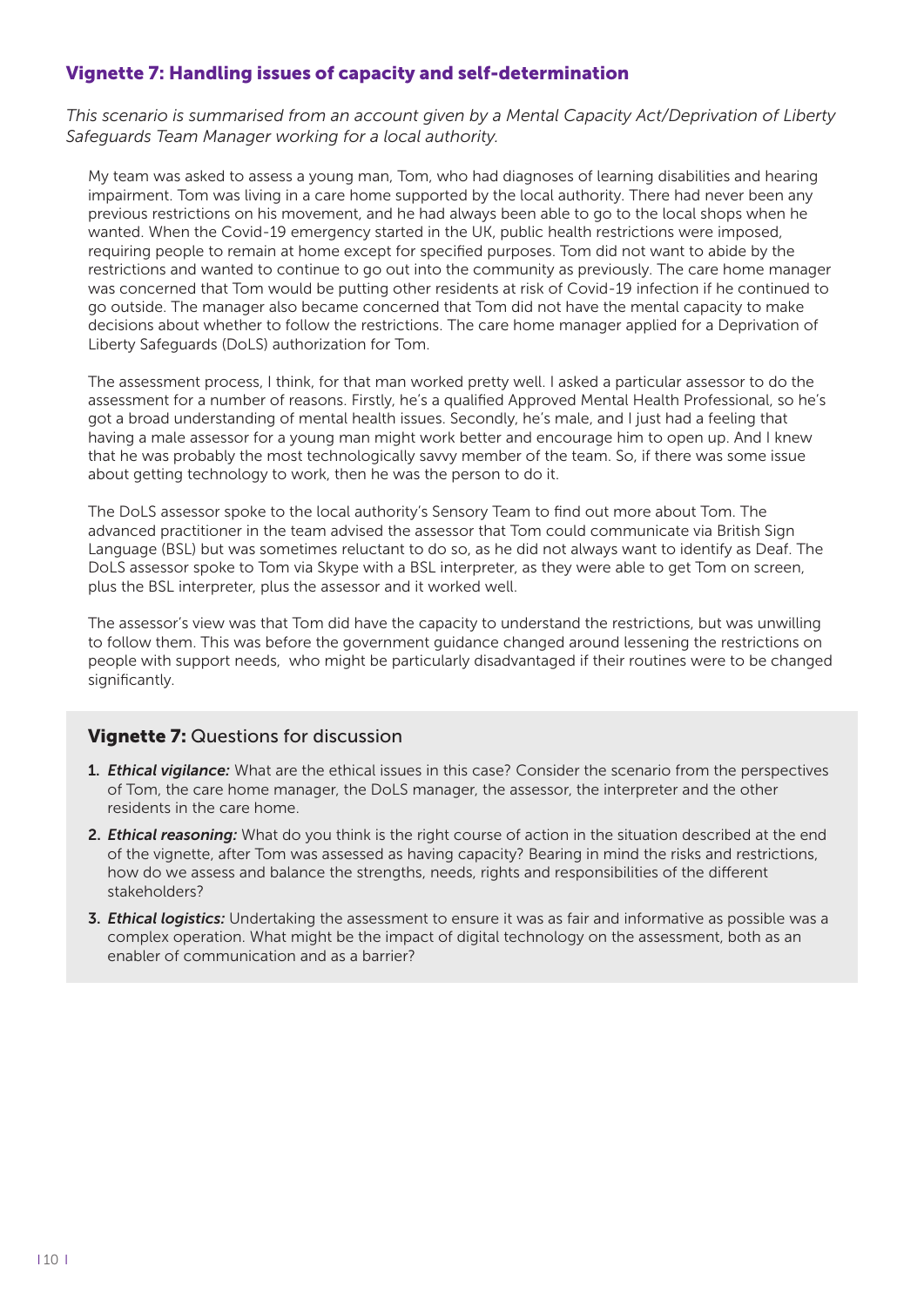## Vignette 7: Handling issues of capacity and self-determination

*This scenario is summarised from an account given by a Mental Capacity Act/Deprivation of Liberty Safeguards Team Manager working for a local authority.*

My team was asked to assess a young man, Tom, who had diagnoses of learning disabilities and hearing impairment. Tom was living in a care home supported by the local authority. There had never been any previous restrictions on his movement, and he had always been able to go to the local shops when he wanted. When the Covid-19 emergency started in the UK, public health restrictions were imposed, requiring people to remain at home except for specified purposes. Tom did not want to abide by the restrictions and wanted to continue to go out into the community as previously. The care home manager was concerned that Tom would be putting other residents at risk of Covid-19 infection if he continued to go outside. The manager also became concerned that Tom did not have the mental capacity to make decisions about whether to follow the restrictions. The care home manager applied for a Deprivation of Liberty Safeguards (DoLS) authorization for Tom.

The assessment process, I think, for that man worked pretty well. I asked a particular assessor to do the assessment for a number of reasons. Firstly, he's a qualified Approved Mental Health Professional, so he's got a broad understanding of mental health issues. Secondly, he's male, and I just had a feeling that having a male assessor for a young man might work better and encourage him to open up. And I knew that he was probably the most technologically savvy member of the team. So, if there was some issue about getting technology to work, then he was the person to do it.

The DoLS assessor spoke to the local authority's Sensory Team to find out more about Tom. The advanced practitioner in the team advised the assessor that Tom could communicate via British Sign Language (BSL) but was sometimes reluctant to do so, as he did not always want to identify as Deaf. The DoLS assessor spoke to Tom via Skype with a BSL interpreter, as they were able to get Tom on screen, plus the BSL interpreter, plus the assessor and it worked well.

The assessor's view was that Tom did have the capacity to understand the restrictions, but was unwilling to follow them. This was before the government guidance changed around lessening the restrictions on people with support needs, who might be particularly disadvantaged if their routines were to be changed significantly.

### **Vignette 7:** Questions for discussion

1. ***Ethical vigilance:*** What are the ethical issues in this case? Consider the scenario from the perspectives of Tom, the care home manager, the DoLS manager, the assessor, the interpreter and the other residents in the care home.
2. ***Ethical reasoning:*** What do you think is the right course of action in the situation described at the end of the vignette, after Tom was assessed as having capacity? Bearing in mind the risks and restrictions, how do we assess and balance the strengths, needs, rights and responsibilities of the different stakeholders?
3. ***Ethical logistics:*** Undertaking the assessment to ensure it was as fair and informative as possible was a complex operation. What might be the impact of digital technology on the assessment, both as an enabler of communication and as a barrier?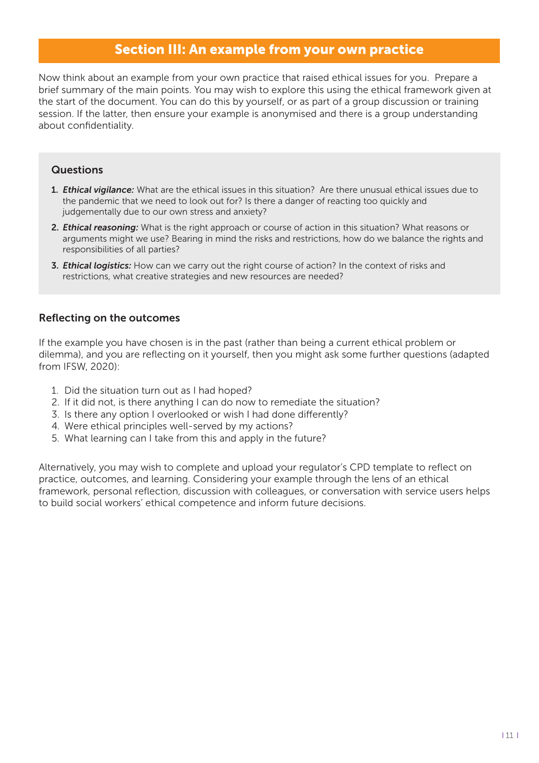## Section III: An example from your own practice

Now think about an example from your own practice that raised ethical issues for you. Prepare a brief summary of the main points. You may wish to explore this using the ethical framework given at the start of the document. You can do this by yourself, or as part of a group discussion or training session. If the latter, then ensure your example is anonymised and there is a group understanding about confidentiality.

### Questions

1. ***Ethical vigilance:*** What are the ethical issues in this situation? Are there unusual ethical issues due to the pandemic that we need to look out for? Is there a danger of reacting too quickly and judgementally due to our own stress and anxiety?
2. ***Ethical reasoning:*** What is the right approach or course of action in this situation? What reasons or arguments might we use? Bearing in mind the risks and restrictions, how do we balance the rights and responsibilities of all parties?
3. ***Ethical logistics:*** How can we carry out the right course of action? In the context of risks and restrictions, what creative strategies and new resources are needed?

### Reflecting on the outcomes

If the example you have chosen is in the past (rather than being a current ethical problem or dilemma), and you are reflecting on it yourself, then you might ask some further questions (adapted from IFSW, 2020):

1. Did the situation turn out as I had hoped?
2. If it did not, is there anything I can do now to remediate the situation?
3. Is there any option I overlooked or wish I had done differently?
4. Were ethical principles well-served by my actions?
5. What learning can I take from this and apply in the future?

Alternatively, you may wish to complete and upload your regulator's CPD template to reflect on practice, outcomes, and learning. Considering your example through the lens of an ethical framework, personal reflection, discussion with colleagues, or conversation with service users helps to build social workers' ethical competence and inform future decisions.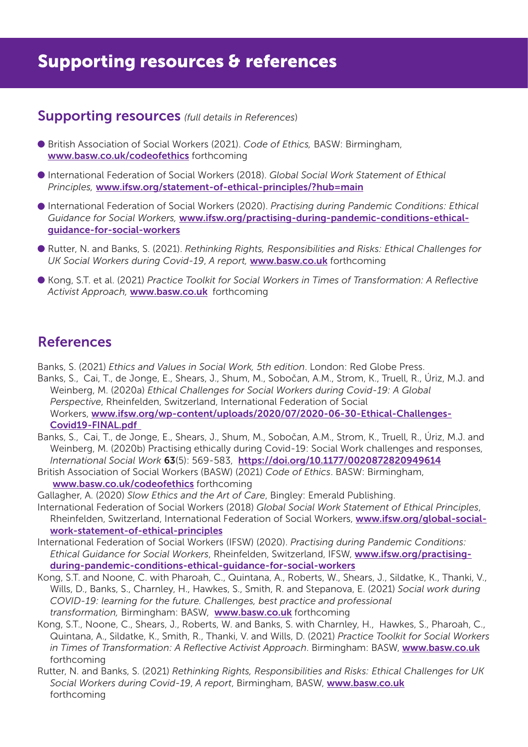# Supporting resources & references

## Supporting resources *(full details in References)*

- British Association of Social Workers (2021). *Code of Ethics,* BASW: Birmingham, **www.basw.co.uk/codeofethics** forthcoming
- International Federation of Social Workers (2018). *Global Social Work Statement of Ethical Principles,* **www.ifsw.org/statement-of-ethical-principles/?hub=main**
- International Federation of Social Workers (2020). *Practising during Pandemic Conditions: Ethical Guidance for Social Workers,* **www.ifsw.org/practising-during-pandemic-conditions-ethical-guidance-for-social-workers**
- Rutter, N. and Banks, S. (2021). *Rethinking Rights, Responsibilities and Risks: Ethical Challenges for UK Social Workers during Covid-19, A report,* **www.basw.co.uk** forthcoming
- Kong, S.T. et al. (2021) *Practice Toolkit for Social Workers in Times of Transformation: A Reflective Activist Approach,* **www.basw.co.uk** forthcoming

## References

Banks, S. (2021) *Ethics and Values in Social Work, 5th edition*. London: Red Globe Press.

Banks, S., Cai, T., de Jonge, E., Shears, J., Shum, M., Sobočan, A.M., Strom, K., Truell, R., Úriz, M.J. and Weinberg, M. (2020a) *Ethical Challenges for Social Workers during Covid-19: A Global Perspective*, Rheinfelden, Switzerland, International Federation of Social Workers, **www.ifsw.org/wp-content/uploads/2020/07/2020-06-30-Ethical-Challenges-Covid19-FINAL.pdf**

Banks, S., Cai, T., de Jonge, E., Shears, J., Shum, M., Sobočan, A.M., Strom, K., Truell, R., Úriz, M.J. and Weinberg, M. (2020b) Practising ethically during Covid-19: Social Work challenges and responses, *International Social Work* **63**(5): 569-583, **https://doi.org/10.1177/0020872820949614**

British Association of Social Workers (BASW) (2021) *Code of Ethics*. BASW: Birmingham, **www.basw.co.uk/codeofethics** forthcoming

Gallagher, A. (2020) *Slow Ethics and the Art of Care*, Bingley: Emerald Publishing.

International Federation of Social Workers (2018) *Global Social Work Statement of Ethical Principles*, Rheinfelden, Switzerland, International Federation of Social Workers, **www.ifsw.org/global-social-work-statement-of-ethical-principles**

International Federation of Social Workers (IFSW) (2020). *Practising during Pandemic Conditions: Ethical Guidance for Social Workers*, Rheinfelden, Switzerland, IFSW, **www.ifsw.org/practising-during-pandemic-conditions-ethical-guidance-for-social-workers**

Kong, S.T. and Noone, C. with Pharoah, C., Quintana, A., Roberts, W., Shears, J., Sildatke, K., Thanki, V., Wills, D., Banks, S., Charnley, H., Hawkes, S., Smith, R. and Stepanova, E. (2021) *Social work during COVID-19: learning for the future. Challenges, best practice and professional transformation,* Birmingham: BASW, **www.basw.co.uk** forthcoming

Kong, S.T., Noone, C., Shears, J., Roberts, W. and Banks, S. with Charnley, H., Hawkes, S., Pharoah, C., Quintana, A., Sildatke, K., Smith, R., Thanki, V. and Wills, D. (2021) *Practice Toolkit for Social Workers in Times of Transformation: A Reflective Activist Approach*. Birmingham: BASW, **www.basw.co.uk** forthcoming

Rutter, N. and Banks, S. (2021) *Rethinking Rights, Responsibilities and Risks: Ethical Challenges for UK Social Workers during Covid-19*, *A report*, Birmingham, BASW, **www.basw.co.uk** forthcoming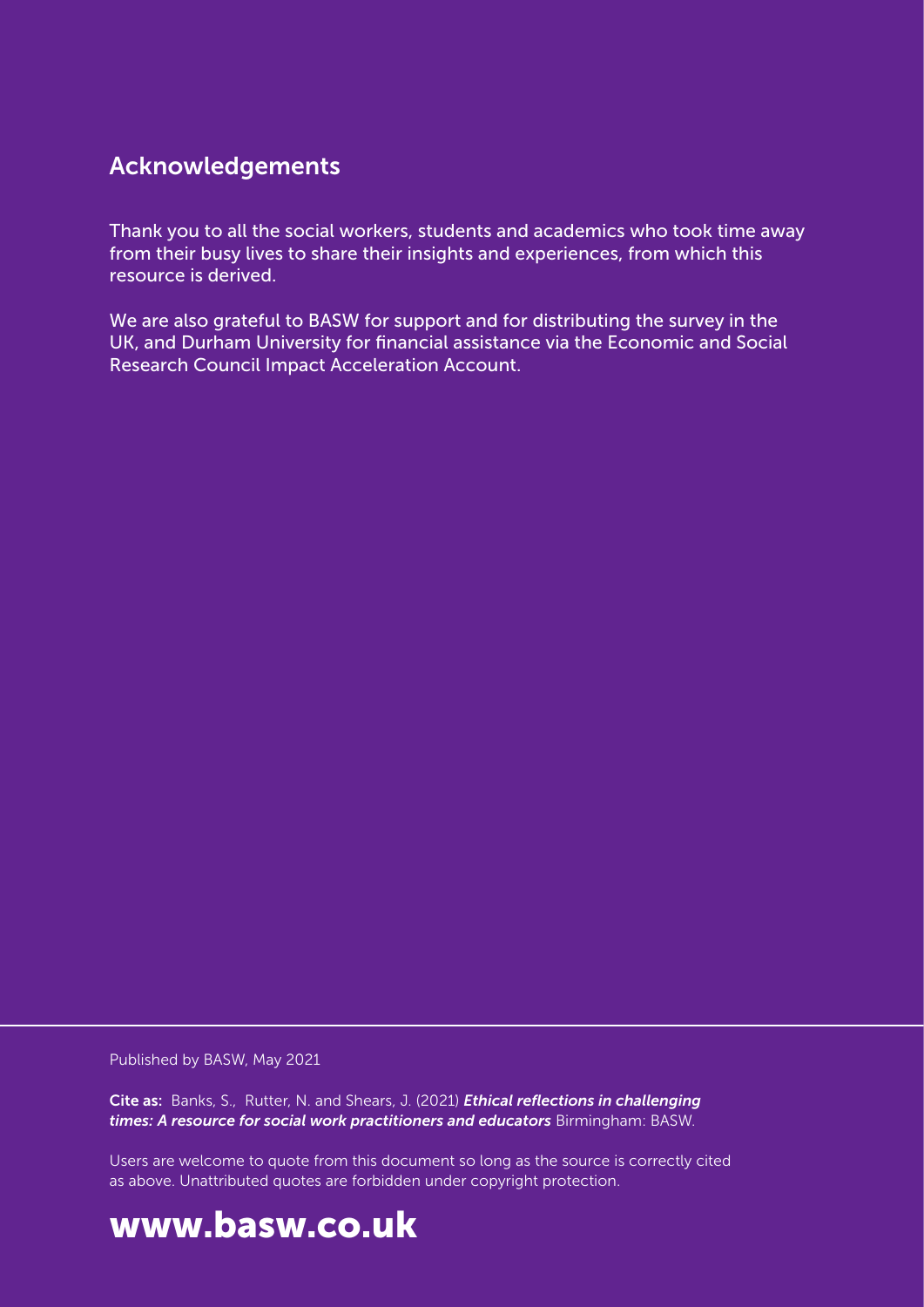## Acknowledgements

Thank you to all the social workers, students and academics who took time away from their busy lives to share their insights and experiences, from which this resource is derived.

We are also grateful to BASW for support and for distributing the survey in the UK, and Durham University for financial assistance via the Economic and Social Research Council Impact Acceleration Account.

Published by BASW, May 2021

**Cite as:** Banks, S., Rutter, N. and Shears, J. (2021) ***Ethical reflections in challenging times: A resource for social work practitioners and educators*** Birmingham: BASW.

Users are welcome to quote from this document so long as the source is correctly cited as above. Unattributed quotes are forbidden under copyright protection.

**www.basw.co.uk**